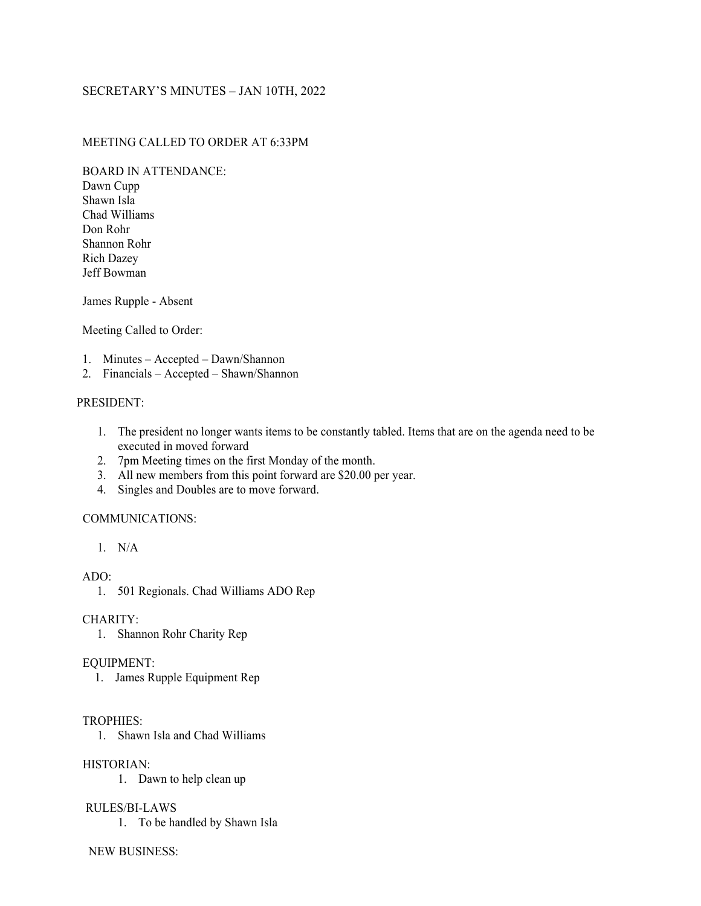# SECRETARY'S MINUTES – JAN 10TH, 2022

MEETING CALLED TO ORDER AT 6:33PM

BOARD IN ATTENDANCE:
Dawn Cupp
Shawn Isla
Chad Williams
Don Rohr
Shannon Rohr
Rich Dazey
Jeff Bowman

James Rupple - Absent

Meeting Called to Order:

1. Minutes – Accepted – Dawn/Shannon
2. Financials – Accepted – Shawn/Shannon

## PRESIDENT:

1. The president no longer wants items to be constantly tabled. Items that are on the agenda need to be executed in moved forward
2. 7pm Meeting times on the first Monday of the month.
3. All new members from this point forward are $20.00 per year.
4. Singles and Doubles are to move forward.

## COMMUNICATIONS:

1. N/A

## ADO:

1. 501 Regionals. Chad Williams ADO Rep

## CHARITY:

1. Shannon Rohr Charity Rep

## EQUIPMENT:

1. James Rupple Equipment Rep

## TROPHIES:

1. Shawn Isla and Chad Williams

## HISTORIAN:

1. Dawn to help clean up

## RULES/BI-LAWS

1. To be handled by Shawn Isla

## NEW BUSINESS: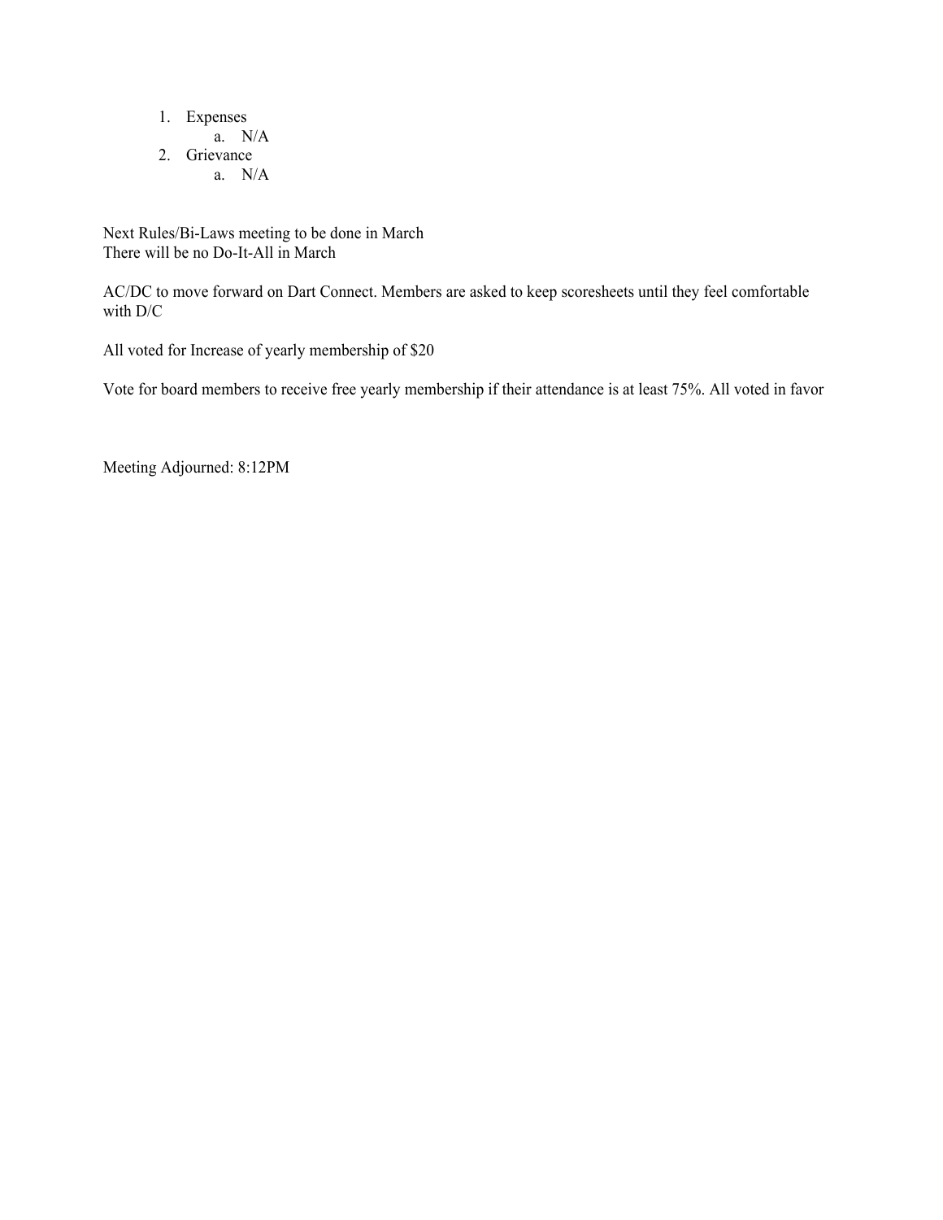1. Expenses
    a. N/A
2. Grievance
    a. N/A

Next Rules/Bi-Laws meeting to be done in March
There will be no Do-It-All in March

AC/DC to move forward on Dart Connect. Members are asked to keep scoresheets until they feel comfortable with D/C

All voted for Increase of yearly membership of $20

Vote for board members to receive free yearly membership if their attendance is at least 75%. All voted in favor

Meeting Adjourned: 8:12PM